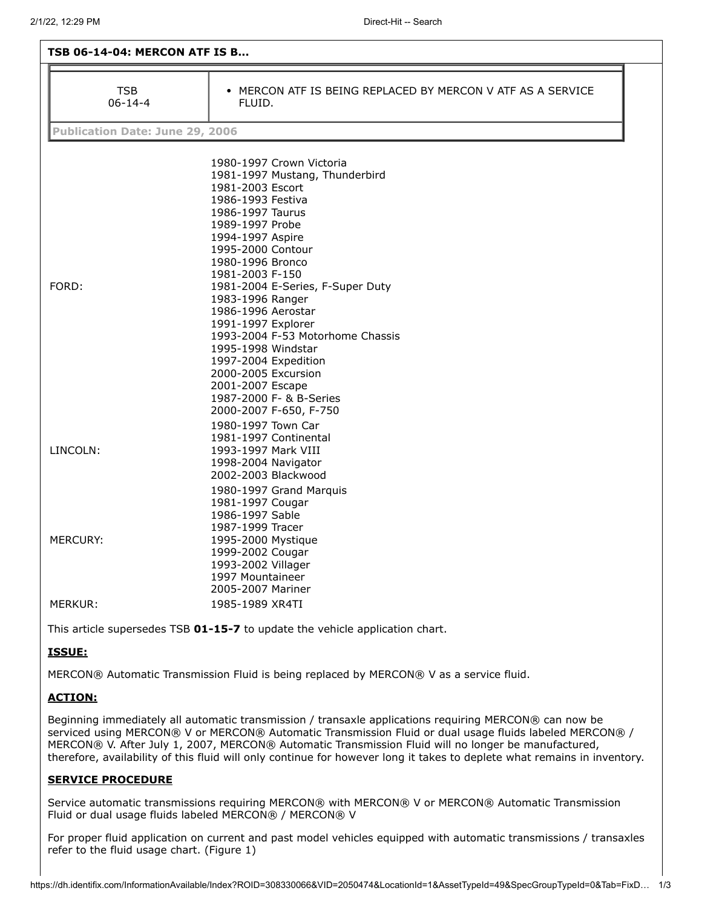**TSB 06-14-04: MERCON ATF IS B...**

| TSB 06-14-4 | • MERCON ATF IS BEING REPLACED BY MERCON V ATF AS A SERVICE FLUID. |
|---|---|

**Publication Date: June 29, 2006**

| | |
|---|---|
| FORD: | 1980-1997 Crown Victoria<br>1981-1997 Mustang, Thunderbird<br>1981-2003 Escort<br>1986-1993 Festiva<br>1986-1997 Taurus<br>1989-1997 Probe<br>1994-1997 Aspire<br>1995-2000 Contour<br>1980-1996 Bronco<br>1981-2003 F-150<br>1981-2004 E-Series, F-Super Duty<br>1983-1996 Ranger<br>1986-1996 Aerostar<br>1991-1997 Explorer<br>1993-2004 F-53 Motorhome Chassis<br>1995-1998 Windstar<br>1997-2004 Expedition<br>2000-2005 Excursion<br>2001-2007 Escape<br>1987-2000 F- & B-Series<br>2000-2007 F-650, F-750 |
| LINCOLN: | 1980-1997 Town Car<br>1981-1997 Continental<br>1993-1997 Mark VIII<br>1998-2004 Navigator<br>2002-2003 Blackwood |
| MERCURY: | 1980-1997 Grand Marquis<br>1981-1997 Cougar<br>1986-1997 Sable<br>1987-1999 Tracer<br>1995-2000 Mystique<br>1999-2002 Cougar<br>1993-2002 Villager<br>1997 Mountaineer<br>2005-2007 Mariner |
| MERKUR: | 1985-1989 XR4TI |

This article supersedes TSB **01-15-7** to update the vehicle application chart.

**ISSUE:**

MERCON® Automatic Transmission Fluid is being replaced by MERCON® V as a service fluid.

**ACTION:**

Beginning immediately all automatic transmission / transaxle applications requiring MERCON® can now be serviced using MERCON® V or MERCON® Automatic Transmission Fluid or dual usage fluids labeled MERCON® / MERCON® V. After July 1, 2007, MERCON® Automatic Transmission Fluid will no longer be manufactured, therefore, availability of this fluid will only continue for however long it takes to deplete what remains in inventory.

**SERVICE PROCEDURE**

Service automatic transmissions requiring MERCON® with MERCON® V or MERCON® Automatic Transmission Fluid or dual usage fluids labeled MERCON® / MERCON® V

For proper fluid application on current and past model vehicles equipped with automatic transmissions / transaxles refer to the fluid usage chart. (Figure 1)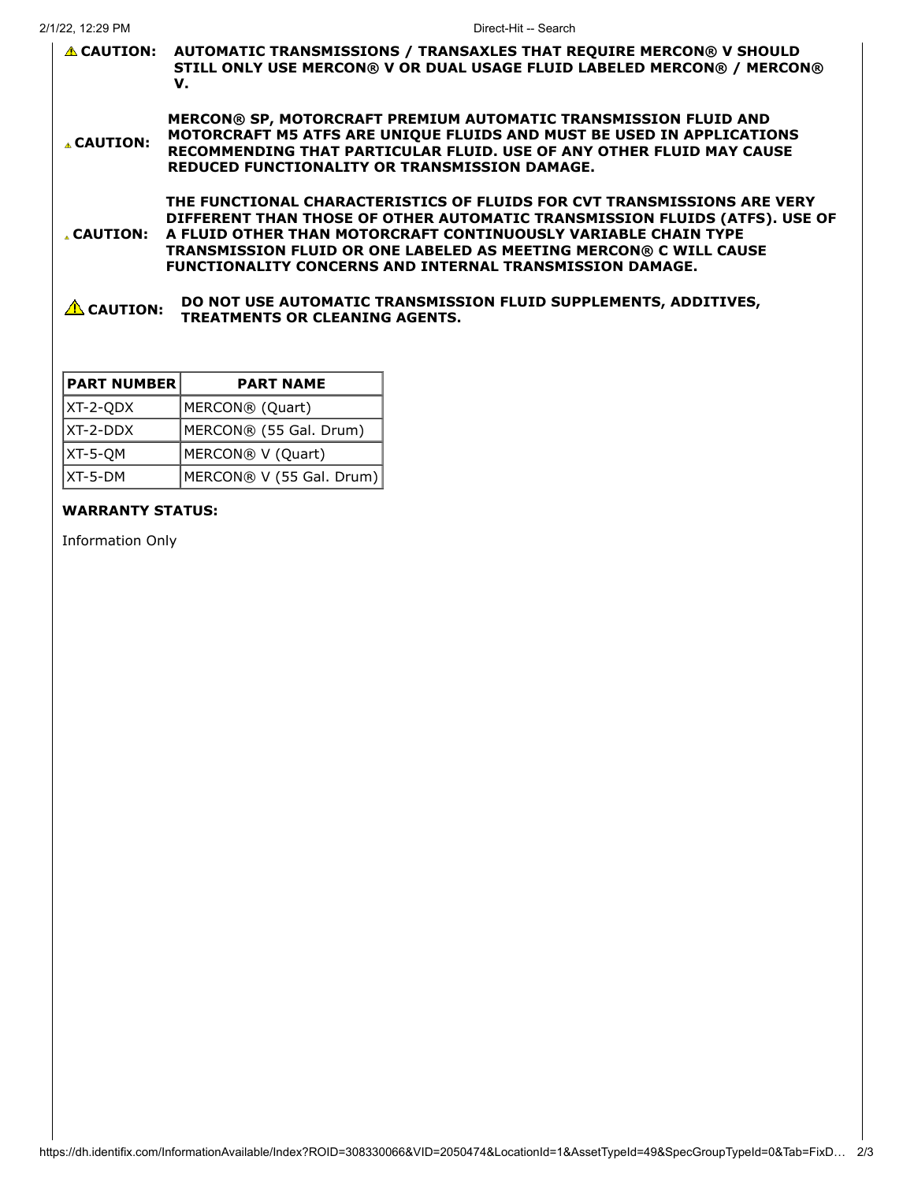⚠ **CAUTION:** **AUTOMATIC TRANSMISSIONS / TRANSAXLES THAT REQUIRE MERCON® V SHOULD STILL ONLY USE MERCON® V OR DUAL USAGE FLUID LABELED MERCON® / MERCON® V.**

⚠ **CAUTION:** **MERCON® SP, MOTORCRAFT PREMIUM AUTOMATIC TRANSMISSION FLUID AND MOTORCRAFT M5 ATFS ARE UNIQUE FLUIDS AND MUST BE USED IN APPLICATIONS RECOMMENDING THAT PARTICULAR FLUID. USE OF ANY OTHER FLUID MAY CAUSE REDUCED FUNCTIONALITY OR TRANSMISSION DAMAGE.**

⚠ **CAUTION:** **THE FUNCTIONAL CHARACTERISTICS OF FLUIDS FOR CVT TRANSMISSIONS ARE VERY DIFFERENT THAN THOSE OF OTHER AUTOMATIC TRANSMISSION FLUIDS (ATFS). USE OF A FLUID OTHER THAN MOTORCRAFT CONTINUOUSLY VARIABLE CHAIN TYPE TRANSMISSION FLUID OR ONE LABELED AS MEETING MERCON® C WILL CAUSE FUNCTIONALITY CONCERNS AND INTERNAL TRANSMISSION DAMAGE.**

⚠ **CAUTION:** **DO NOT USE AUTOMATIC TRANSMISSION FLUID SUPPLEMENTS, ADDITIVES, TREATMENTS OR CLEANING AGENTS.**

| PART NUMBER | PART NAME |
|---|---|
| XT-2-QDX | MERCON® (Quart) |
| XT-2-DDX | MERCON® (55 Gal. Drum) |
| XT-5-QM | MERCON® V (Quart) |
| XT-5-DM | MERCON® V (55 Gal. Drum) |

**WARRANTY STATUS:**

Information Only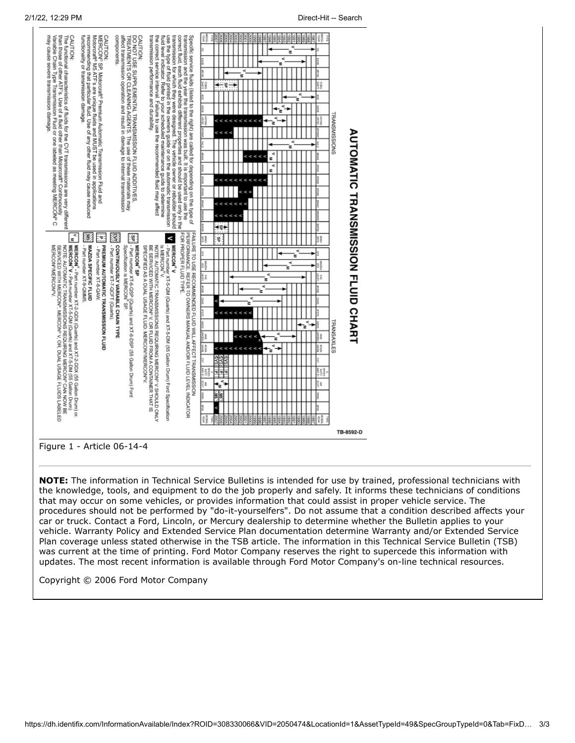# AUTOMATIC TRANSMISSION FLUID CHART

TRANSMISSIONS

TRANSAXLES

Specific service fluids (listed to the right) are called for depending on the type of transmission and the year the transmission was built. It is important to use the correct fluid, each fluid exhibits different properties and should be used only in the transmission for which they were designed. The vehicle owner or repair facility should use the type of fluid printed in the owners guide or on the automatic transmission fluid level indicator. Refer to your scheduled maintenance guide to determine the correct service interval. Failure to use the recommended fluid may affect transmission performance and durability.

CAUTION:
DO NOT USE SUPPLEMENTAL TRANSMISSION FLUID ADDITIVES, TREATMENTS OR CLEANING AGENTS. The use of these materials may affect transmission operation and result in damage to internal transmission components.

CAUTION:
MERCON® SP, Motorcraft® Premium Automatic Transmission Fluid and Motorcraft® M5 ATF's are unique fluids and MUST be used in applications recommending that particular fluid. Use of any other fluid may cause reduced functionality or transmission damage.

CAUTION:
The functional characteristics of fluids for the CVT transmissions are very different than those of other ATF's. Use of a fluid other than Motorcraft® Continuously Variable Chain Type Transmission Fluid or one labeled as meeting MERCON® C may cause severe transmission damage.

FAILURE TO USE RECOMMENDED FLUID WILL AFFECT TRANSMISSION PERFORMANCE. REFER TO OWNERS MANUAL AND/OR FLUID LEVEL INDICATOR FOR PROPER FLUID TYPE.

**V** **MERCON® V** - Part number XT-5-QM (Quarts) and XT-5-DM (55 Gallon Drum) Ford Specification is MERCON® V.
NOTE: AUTOMATIC TRANSMISSIONS REQUIRING MERCON® V SHOULD ONLY BE SERVICED WITH MERCON® V, OR FLUID FROM A CONTAINER THAT IS SPECIFIED AS A DUAL USAGE FLUID: MERCON®/MERCON® V.

**SP** **MERCON® SP** - Part number XT-6-QSP (Quarts) and XT-6-DSP (55 Gallon Drum) Ford Specification is MERCON® SP.

**CVT** **CONTINUOUSLY VARIABLE CHAIN TYPE** - Part number XT-7-QCFT (Quarts)

**P** **PREMIUM AUTOMATIC TRANSMISSION FLUID** - Part number XT-8-QAW

**M5** **MAZDA SPECIFIC FLUID** - Part number XT-9-QM5

**V/M** **MERCON®** - Part number XT-2-QDX (Quarts) and XT-2-DDX (55 Gallon Drum) or, **MERCON® V** - Part number XT-5-QM (Quarts) and XT-5-DM (55 Gallon Drum)
NOTE: AUTOMATIC TRANSMISSIONS REQUIRING MERCON® CAN NOW BE SERVICED WITH MERCON®, MERCON® V, OR DUAL USAGE FLUIDS LABELED MERCON®/MERCON® V.

TB-8592-D

Figure 1 - Article 06-14-4

---

**NOTE:** The information in Technical Service Bulletins is intended for use by trained, professional technicians with the knowledge, tools, and equipment to do the job properly and safely. It informs these technicians of conditions that may occur on some vehicles, or provides information that could assist in proper vehicle service. The procedures should not be performed by "do-it-yourselfers". Do not assume that a condition described affects your car or truck. Contact a Ford, Lincoln, or Mercury dealership to determine whether the Bulletin applies to your vehicle. Warranty Policy and Extended Service Plan documentation determine Warranty and/or Extended Service Plan coverage unless stated otherwise in the TSB article. The information in this Technical Service Bulletin (TSB) was current at the time of printing. Ford Motor Company reserves the right to supercede this information with updates. The most recent information is available through Ford Motor Company's on-line technical resources.

Copyright © 2006 Ford Motor Company